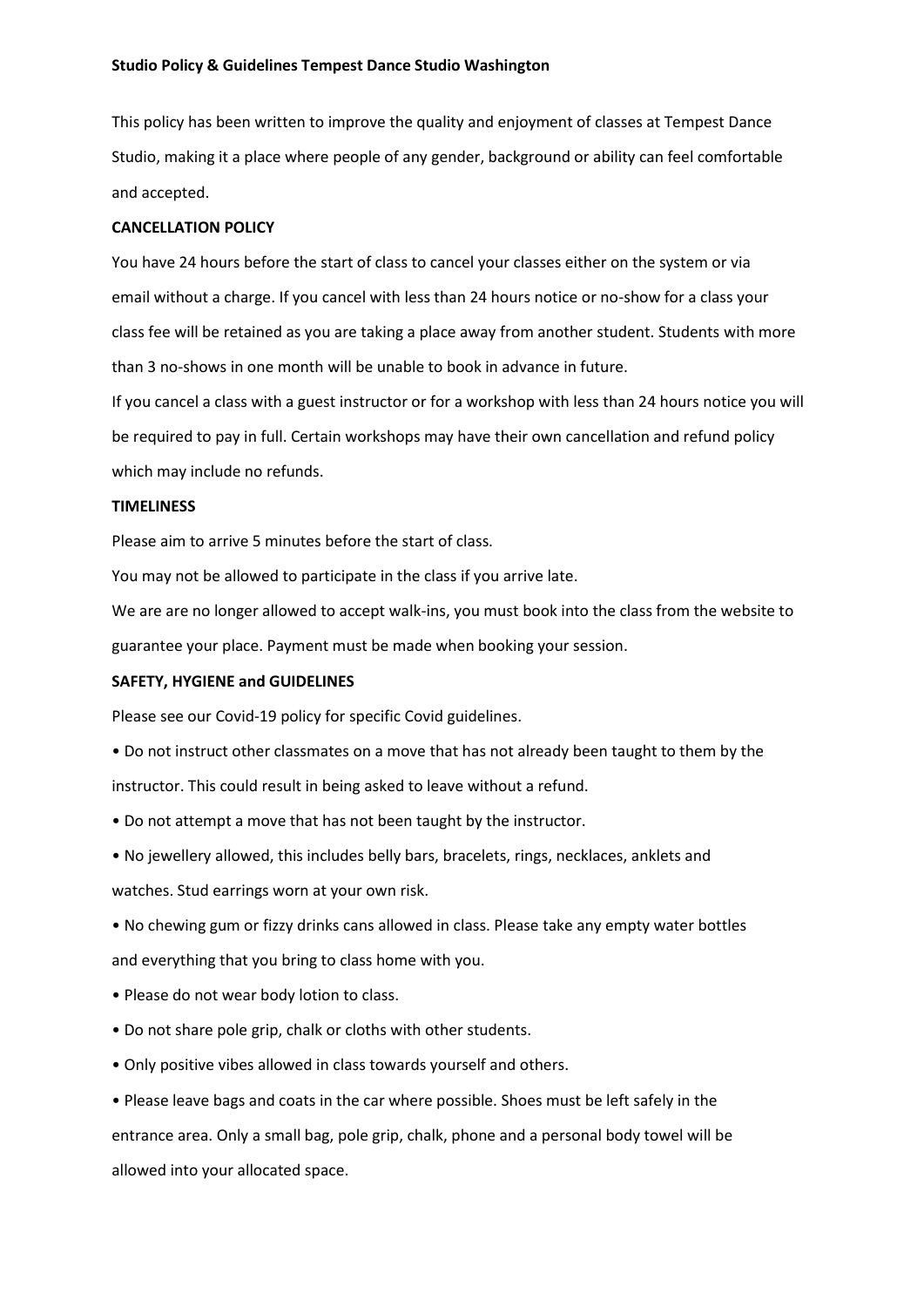**Studio Policy & Guidelines Tempest Dance Studio Washington**

This policy has been written to improve the quality and enjoyment of classes at Tempest Dance Studio, making it a place where people of any gender, background or ability can feel comfortable and accepted.

**CANCELLATION POLICY**

You have 24 hours before the start of class to cancel your classes either on the system or via email without a charge. If you cancel with less than 24 hours notice or no-show for a class your class fee will be retained as you are taking a place away from another student. Students with more than 3 no-shows in one month will be unable to book in advance in future.

If you cancel a class with a guest instructor or for a workshop with less than 24 hours notice you will be required to pay in full. Certain workshops may have their own cancellation and refund policy which may include no refunds.

**TIMELINESS**

Please aim to arrive 5 minutes before the start of class.

You may not be allowed to participate in the class if you arrive late.

We are are no longer allowed to accept walk-ins, you must book into the class from the website to guarantee your place. Payment must be made when booking your session.

**SAFETY, HYGIENE and GUIDELINES**

Please see our Covid-19 policy for specific Covid guidelines.

- Do not instruct other classmates on a move that has not already been taught to them by the instructor. This could result in being asked to leave without a refund.
- Do not attempt a move that has not been taught by the instructor.
- No jewellery allowed, this includes belly bars, bracelets, rings, necklaces, anklets and watches. Stud earrings worn at your own risk.
- No chewing gum or fizzy drinks cans allowed in class. Please take any empty water bottles and everything that you bring to class home with you.
- Please do not wear body lotion to class.
- Do not share pole grip, chalk or cloths with other students.
- Only positive vibes allowed in class towards yourself and others.
- Please leave bags and coats in the car where possible. Shoes must be left safely in the entrance area. Only a small bag, pole grip, chalk, phone and a personal body towel will be allowed into your allocated space.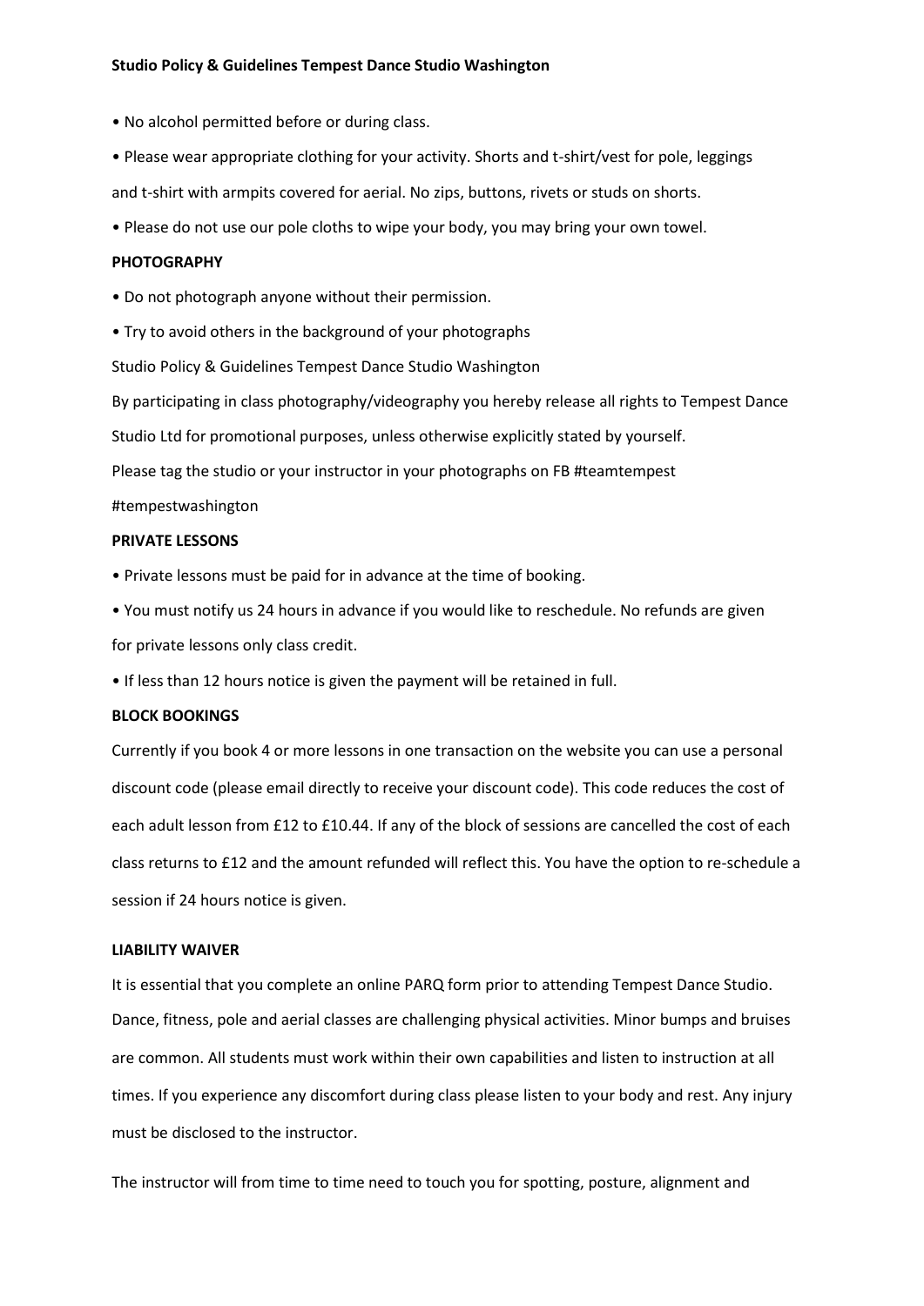- No alcohol permitted before or during class.
- Please wear appropriate clothing for your activity. Shorts and t-shirt/vest for pole, leggings and t-shirt with armpits covered for aerial. No zips, buttons, rivets or studs on shorts.
- Please do not use our pole cloths to wipe your body, you may bring your own towel.

**PHOTOGRAPHY**

- Do not photograph anyone without their permission.
- Try to avoid others in the background of your photographs

By participating in class photography/videography you hereby release all rights to Tempest Dance Studio Ltd for promotional purposes, unless otherwise explicitly stated by yourself.

Please tag the studio or your instructor in your photographs on FB #teamtempest #tempestwashington

**PRIVATE LESSONS**

- Private lessons must be paid for in advance at the time of booking.
- You must notify us 24 hours in advance if you would like to reschedule. No refunds are given for private lessons only class credit.
- If less than 12 hours notice is given the payment will be retained in full.

**BLOCK BOOKINGS**

Currently if you book 4 or more lessons in one transaction on the website you can use a personal discount code (please email directly to receive your discount code). This code reduces the cost of each adult lesson from £12 to £10.44. If any of the block of sessions are cancelled the cost of each class returns to £12 and the amount refunded will reflect this. You have the option to re-schedule a session if 24 hours notice is given.

**LIABILITY WAIVER**

It is essential that you complete an online PARQ form prior to attending Tempest Dance Studio. Dance, fitness, pole and aerial classes are challenging physical activities. Minor bumps and bruises are common. All students must work within their own capabilities and listen to instruction at all times. If you experience any discomfort during class please listen to your body and rest. Any injury must be disclosed to the instructor.

The instructor will from time to time need to touch you for spotting, posture, alignment and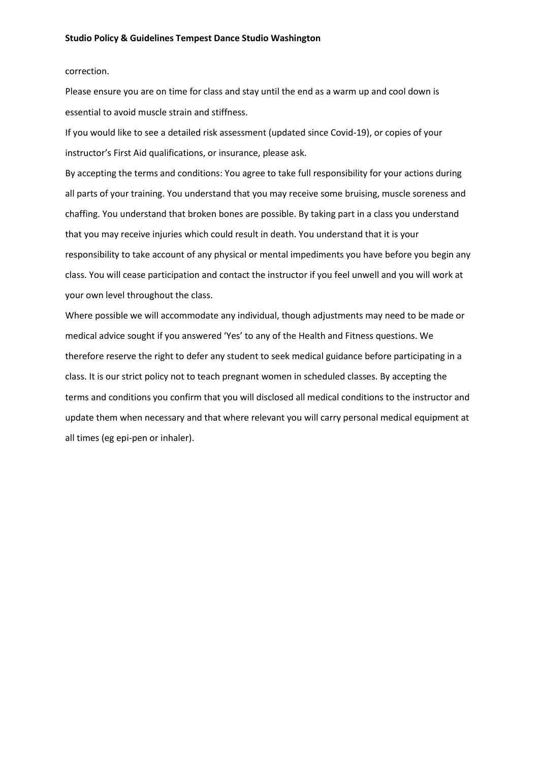correction.

Please ensure you are on time for class and stay until the end as a warm up and cool down is essential to avoid muscle strain and stiffness.

If you would like to see a detailed risk assessment (updated since Covid-19), or copies of your instructor's First Aid qualifications, or insurance, please ask.

By accepting the terms and conditions: You agree to take full responsibility for your actions during all parts of your training. You understand that you may receive some bruising, muscle soreness and chaffing. You understand that broken bones are possible. By taking part in a class you understand that you may receive injuries which could result in death. You understand that it is your responsibility to take account of any physical or mental impediments you have before you begin any class. You will cease participation and contact the instructor if you feel unwell and you will work at your own level throughout the class.

Where possible we will accommodate any individual, though adjustments may need to be made or medical advice sought if you answered 'Yes' to any of the Health and Fitness questions. We therefore reserve the right to defer any student to seek medical guidance before participating in a class. It is our strict policy not to teach pregnant women in scheduled classes. By accepting the terms and conditions you confirm that you will disclosed all medical conditions to the instructor and update them when necessary and that where relevant you will carry personal medical equipment at all times (eg epi-pen or inhaler).